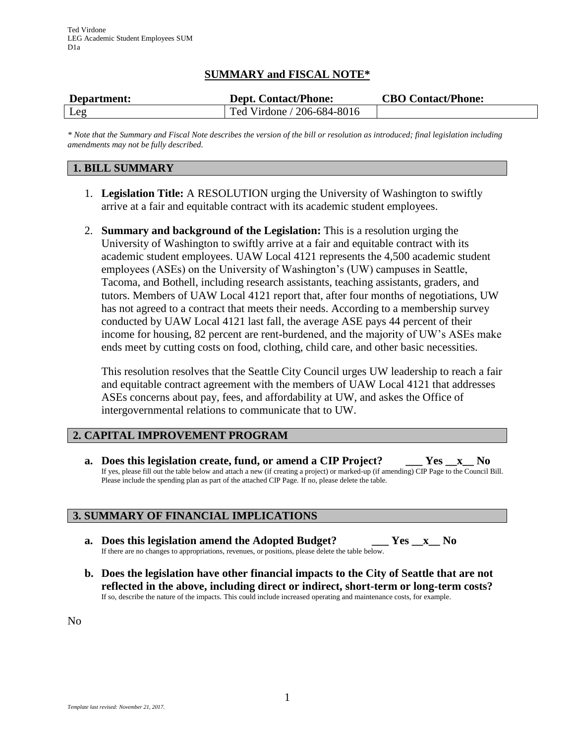Ted Virdone
LEG Academic Student Employees SUM
D1a

# SUMMARY and FISCAL NOTE*

| Department: | Dept. Contact/Phone: | CBO Contact/Phone: |
|---|---|---|
| Leg | Ted Virdone / 206-684-8016 | |

*\* Note that the Summary and Fiscal Note describes the version of the bill or resolution as introduced; final legislation including amendments may not be fully described.*

## 1. BILL SUMMARY

1. **Legislation Title:** A RESOLUTION urging the University of Washington to swiftly arrive at a fair and equitable contract with its academic student employees.

2. **Summary and background of the Legislation:** This is a resolution urging the University of Washington to swiftly arrive at a fair and equitable contract with its academic student employees. UAW Local 4121 represents the 4,500 academic student employees (ASEs) on the University of Washington's (UW) campuses in Seattle, Tacoma, and Bothell, including research assistants, teaching assistants, graders, and tutors. Members of UAW Local 4121 report that, after four months of negotiations, UW has not agreed to a contract that meets their needs. According to a membership survey conducted by UAW Local 4121 last fall, the average ASE pays 44 percent of their income for housing, 82 percent are rent-burdened, and the majority of UW's ASEs make ends meet by cutting costs on food, clothing, child care, and other basic necessities.

   This resolution resolves that the Seattle City Council urges UW leadership to reach a fair and equitable contract agreement with the members of UAW Local 4121 that addresses ASEs concerns about pay, fees, and affordability at UW, and askes the Office of intergovernmental relations to communicate that to UW.

## 2. CAPITAL IMPROVEMENT PROGRAM

**a. Does this legislation create, fund, or amend a CIP Project? ___ Yes __x__ No**
If yes, please fill out the table below and attach a new (if creating a project) or marked-up (if amending) CIP Page to the Council Bill. Please include the spending plan as part of the attached CIP Page. If no, please delete the table.

## 3. SUMMARY OF FINANCIAL IMPLICATIONS

**a. Does this legislation amend the Adopted Budget? ___ Yes __x__ No**
If there are no changes to appropriations, revenues, or positions, please delete the table below.

**b. Does the legislation have other financial impacts to the City of Seattle that are not reflected in the above, including direct or indirect, short-term or long-term costs?**
If so, describe the nature of the impacts. This could include increased operating and maintenance costs, for example.

No

*Template last revised: November 21, 2017.*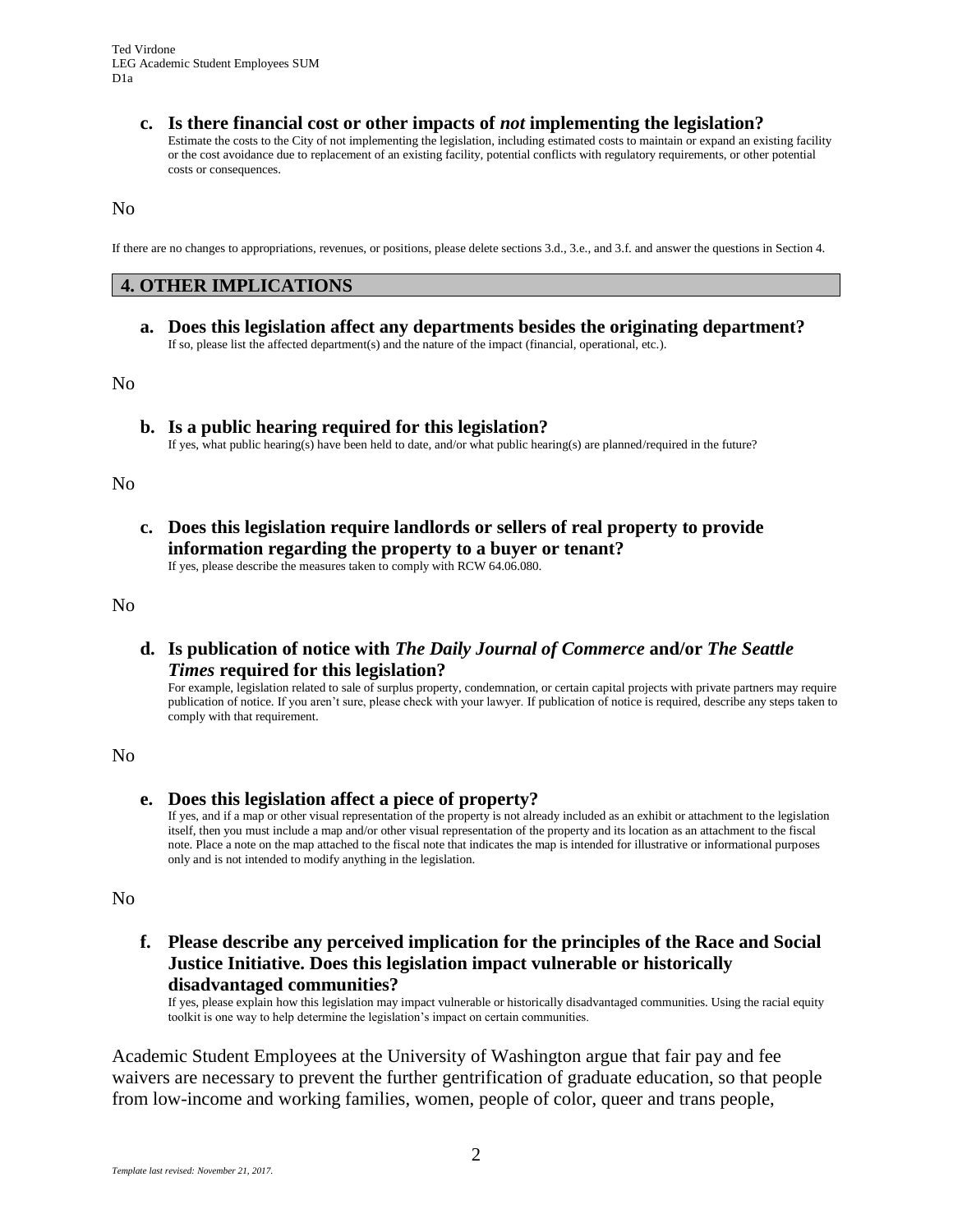**c. Is there financial cost or other impacts of *not* implementing the legislation?**

Estimate the costs to the City of not implementing the legislation, including estimated costs to maintain or expand an existing facility or the cost avoidance due to replacement of an existing facility, potential conflicts with regulatory requirements, or other potential costs or consequences.

No

If there are no changes to appropriations, revenues, or positions, please delete sections 3.d., 3.e., and 3.f. and answer the questions in Section 4.

## 4. OTHER IMPLICATIONS

**a. Does this legislation affect any departments besides the originating department?**

If so, please list the affected department(s) and the nature of the impact (financial, operational, etc.).

No

**b. Is a public hearing required for this legislation?**

If yes, what public hearing(s) have been held to date, and/or what public hearing(s) are planned/required in the future?

No

**c. Does this legislation require landlords or sellers of real property to provide information regarding the property to a buyer or tenant?**

If yes, please describe the measures taken to comply with RCW 64.06.080.

No

**d. Is publication of notice with *The Daily Journal of Commerce* and/or *The Seattle Times* required for this legislation?**

For example, legislation related to sale of surplus property, condemnation, or certain capital projects with private partners may require publication of notice. If you aren't sure, please check with your lawyer. If publication of notice is required, describe any steps taken to comply with that requirement.

No

**e. Does this legislation affect a piece of property?**

If yes, and if a map or other visual representation of the property is not already included as an exhibit or attachment to the legislation itself, then you must include a map and/or other visual representation of the property and its location as an attachment to the fiscal note. Place a note on the map attached to the fiscal note that indicates the map is intended for illustrative or informational purposes only and is not intended to modify anything in the legislation.

No

**f. Please describe any perceived implication for the principles of the Race and Social Justice Initiative. Does this legislation impact vulnerable or historically disadvantaged communities?**

If yes, please explain how this legislation may impact vulnerable or historically disadvantaged communities. Using the racial equity toolkit is one way to help determine the legislation's impact on certain communities.

Academic Student Employees at the University of Washington argue that fair pay and fee waivers are necessary to prevent the further gentrification of graduate education, so that people from low-income and working families, women, people of color, queer and trans people,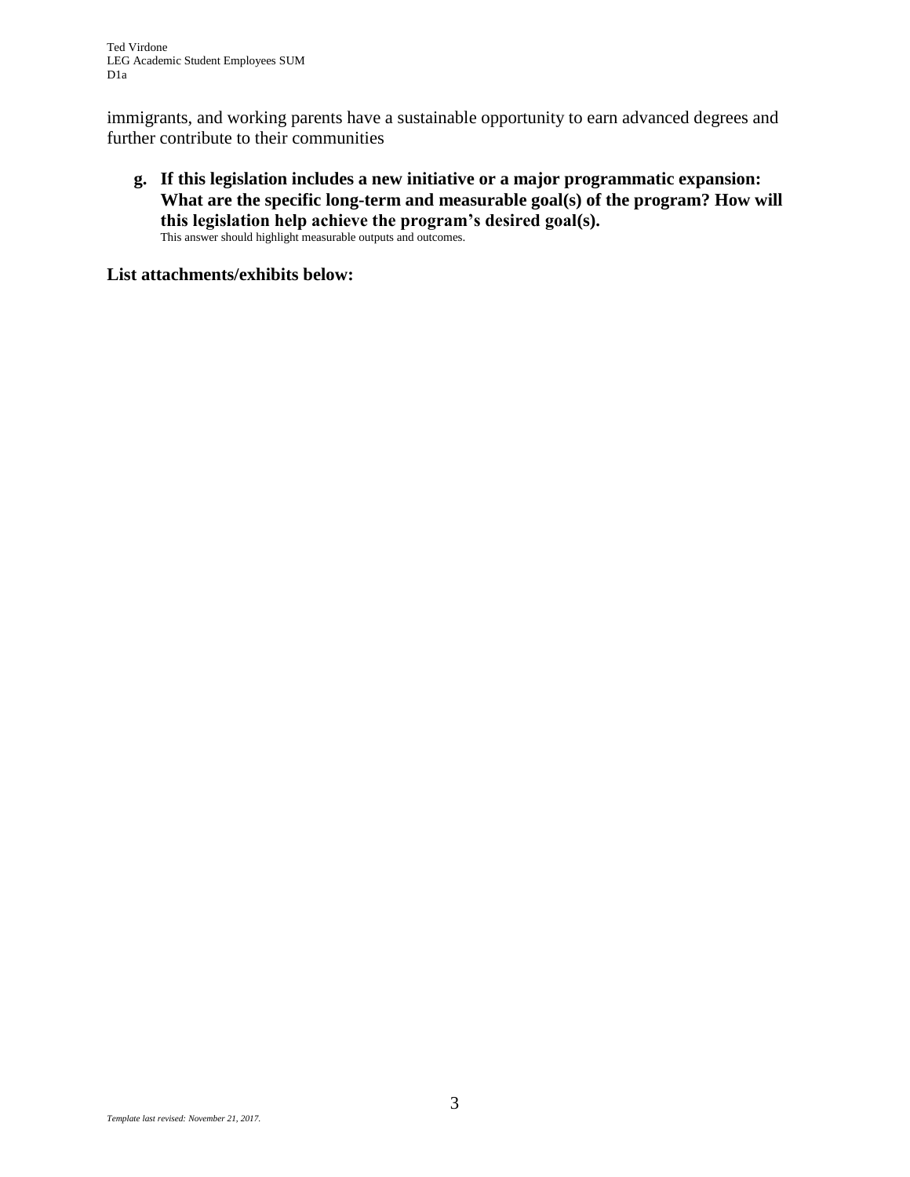immigrants, and working parents have a sustainable opportunity to earn advanced degrees and further contribute to their communities

g. **If this legislation includes a new initiative or a major programmatic expansion: What are the specific long-term and measurable goal(s) of the program? How will this legislation help achieve the program's desired goal(s).**
   This answer should highlight measurable outputs and outcomes.

**List attachments/exhibits below:**